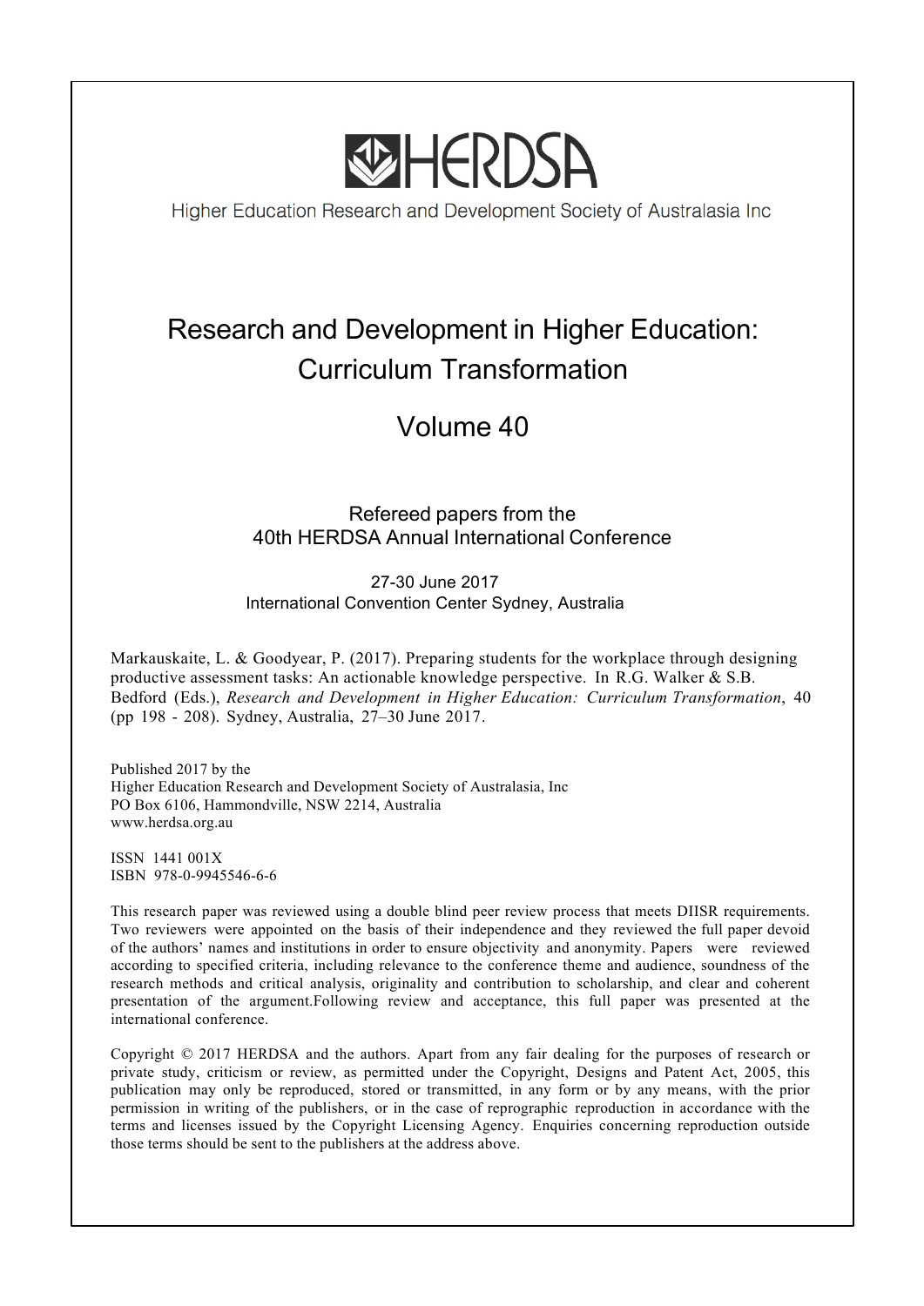# HERDSA

Higher Education Research and Development Society of Australasia Inc

## Research and Development in Higher Education: Curriculum Transformation

## Volume 40

Refereed papers from the
40th HERDSA Annual International Conference

27-30 June 2017
International Convention Center Sydney, Australia

Markauskaite, L. & Goodyear, P. (2017). Preparing students for the workplace through designing productive assessment tasks: An actionable knowledge perspective. In R.G. Walker & S.B. Bedford (Eds.), *Research and Development in Higher Education: Curriculum Transformation*, 40 (pp 198 - 208). Sydney, Australia, 27–30 June 2017.

Published 2017 by the
Higher Education Research and Development Society of Australasia, Inc
PO Box 6106, Hammondville, NSW 2214, Australia
www.herdsa.org.au

ISSN 1441 001X
ISBN 978-0-9945546-6-6

This research paper was reviewed using a double blind peer review process that meets DIISR requirements. Two reviewers were appointed on the basis of their independence and they reviewed the full paper devoid of the authors' names and institutions in order to ensure objectivity and anonymity. Papers were reviewed according to specified criteria, including relevance to the conference theme and audience, soundness of the research methods and critical analysis, originality and contribution to scholarship, and clear and coherent presentation of the argument.Following review and acceptance, this full paper was presented at the international conference.

Copyright © 2017 HERDSA and the authors. Apart from any fair dealing for the purposes of research or private study, criticism or review, as permitted under the Copyright, Designs and Patent Act, 2005, this publication may only be reproduced, stored or transmitted, in any form or by any means, with the prior permission in writing of the publishers, or in the case of reprographic reproduction in accordance with the terms and licenses issued by the Copyright Licensing Agency. Enquiries concerning reproduction outside those terms should be sent to the publishers at the address above.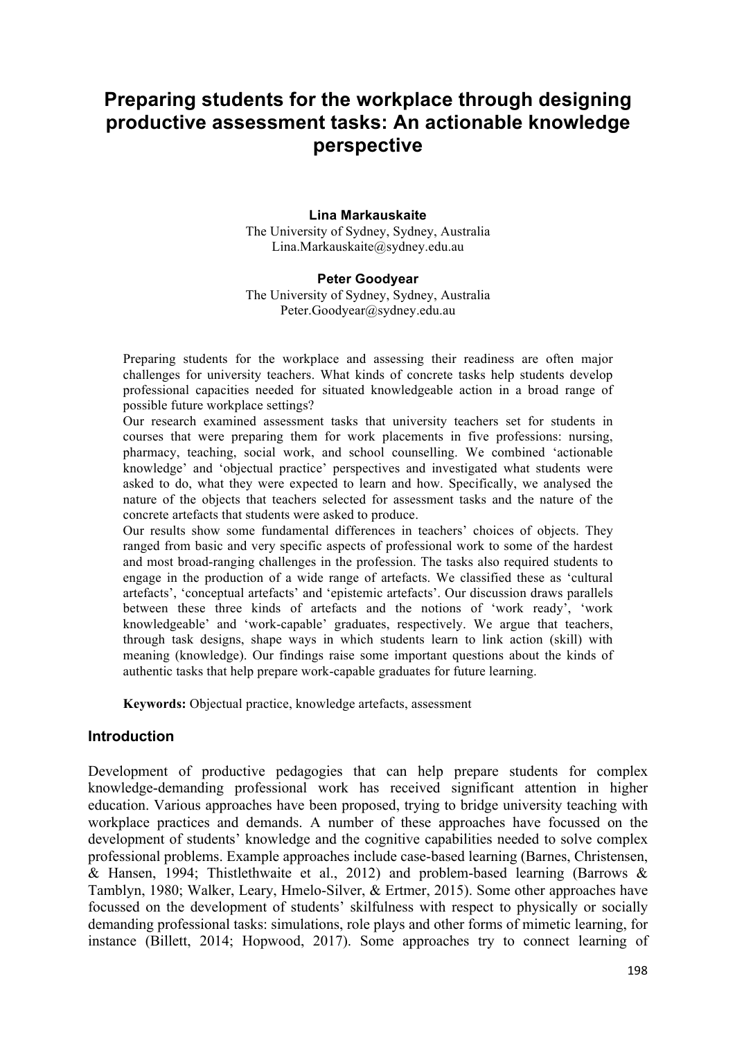# Preparing students for the workplace through designing productive assessment tasks: An actionable knowledge perspective

**Lina Markauskaite**
The University of Sydney, Sydney, Australia
Lina.Markauskaite@sydney.edu.au

**Peter Goodyear**
The University of Sydney, Sydney, Australia
Peter.Goodyear@sydney.edu.au

Preparing students for the workplace and assessing their readiness are often major challenges for university teachers. What kinds of concrete tasks help students develop professional capacities needed for situated knowledgeable action in a broad range of possible future workplace settings?
Our research examined assessment tasks that university teachers set for students in courses that were preparing them for work placements in five professions: nursing, pharmacy, teaching, social work, and school counselling. We combined 'actionable knowledge' and 'objectual practice' perspectives and investigated what students were asked to do, what they were expected to learn and how. Specifically, we analysed the nature of the objects that teachers selected for assessment tasks and the nature of the concrete artefacts that students were asked to produce.
Our results show some fundamental differences in teachers' choices of objects. They ranged from basic and very specific aspects of professional work to some of the hardest and most broad-ranging challenges in the profession. The tasks also required students to engage in the production of a wide range of artefacts. We classified these as 'cultural artefacts', 'conceptual artefacts' and 'epistemic artefacts'. Our discussion draws parallels between these three kinds of artefacts and the notions of 'work ready', 'work knowledgeable' and 'work-capable' graduates, respectively. We argue that teachers, through task designs, shape ways in which students learn to link action (skill) with meaning (knowledge). Our findings raise some important questions about the kinds of authentic tasks that help prepare work-capable graduates for future learning.

**Keywords:** Objectual practice, knowledge artefacts, assessment

## Introduction

Development of productive pedagogies that can help prepare students for complex knowledge-demanding professional work has received significant attention in higher education. Various approaches have been proposed, trying to bridge university teaching with workplace practices and demands. A number of these approaches have focussed on the development of students' knowledge and the cognitive capabilities needed to solve complex professional problems. Example approaches include case-based learning (Barnes, Christensen, & Hansen, 1994; Thistlethwaite et al., 2012) and problem-based learning (Barrows & Tamblyn, 1980; Walker, Leary, Hmelo-Silver, & Ertmer, 2015). Some other approaches have focussed on the development of students' skilfulness with respect to physically or socially demanding professional tasks: simulations, role plays and other forms of mimetic learning, for instance (Billett, 2014; Hopwood, 2017). Some approaches try to connect learning of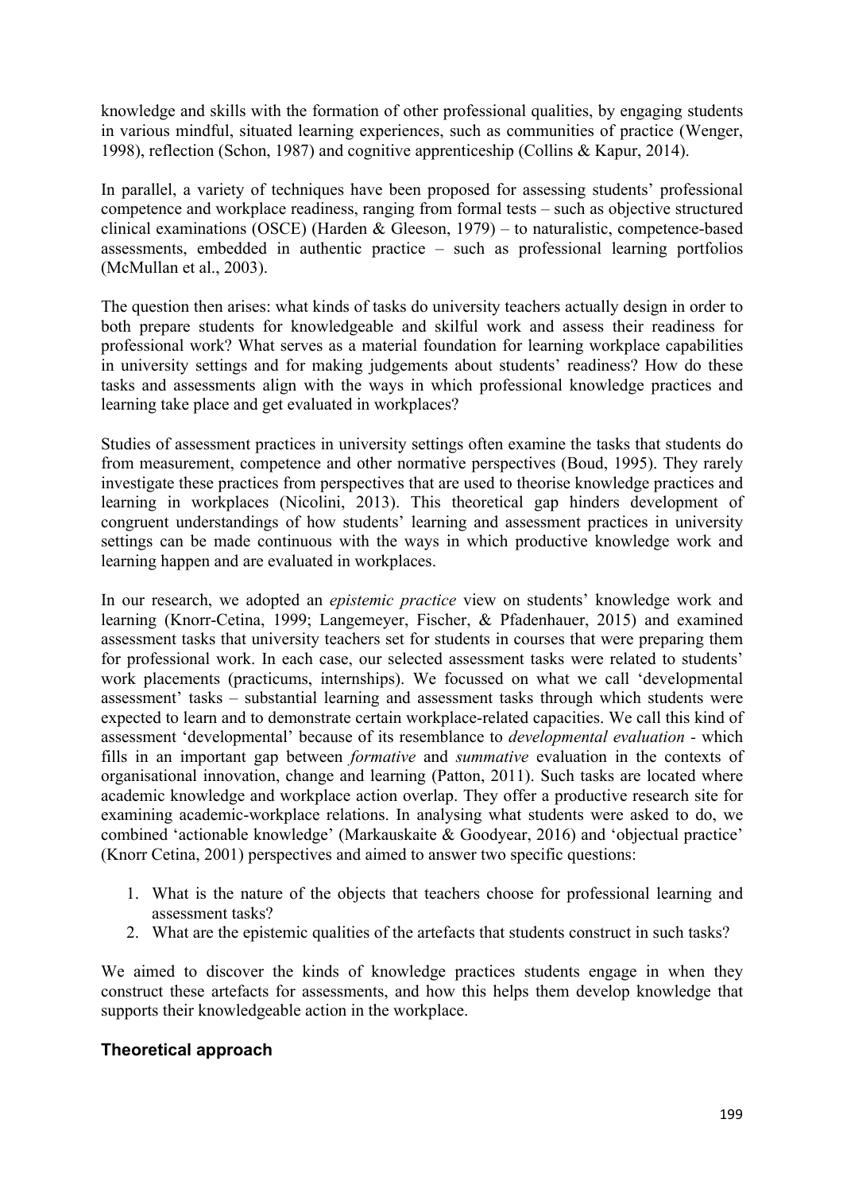knowledge and skills with the formation of other professional qualities, by engaging students in various mindful, situated learning experiences, such as communities of practice (Wenger, 1998), reflection (Schon, 1987) and cognitive apprenticeship (Collins & Kapur, 2014).

In parallel, a variety of techniques have been proposed for assessing students' professional competence and workplace readiness, ranging from formal tests – such as objective structured clinical examinations (OSCE) (Harden & Gleeson, 1979) – to naturalistic, competence-based assessments, embedded in authentic practice – such as professional learning portfolios (McMullan et al., 2003).

The question then arises: what kinds of tasks do university teachers actually design in order to both prepare students for knowledgeable and skilful work and assess their readiness for professional work? What serves as a material foundation for learning workplace capabilities in university settings and for making judgements about students' readiness? How do these tasks and assessments align with the ways in which professional knowledge practices and learning take place and get evaluated in workplaces?

Studies of assessment practices in university settings often examine the tasks that students do from measurement, competence and other normative perspectives (Boud, 1995). They rarely investigate these practices from perspectives that are used to theorise knowledge practices and learning in workplaces (Nicolini, 2013). This theoretical gap hinders development of congruent understandings of how students' learning and assessment practices in university settings can be made continuous with the ways in which productive knowledge work and learning happen and are evaluated in workplaces.

In our research, we adopted an *epistemic practice* view on students' knowledge work and learning (Knorr-Cetina, 1999; Langemeyer, Fischer, & Pfadenhauer, 2015) and examined assessment tasks that university teachers set for students in courses that were preparing them for professional work. In each case, our selected assessment tasks were related to students' work placements (practicums, internships). We focussed on what we call 'developmental assessment' tasks – substantial learning and assessment tasks through which students were expected to learn and to demonstrate certain workplace-related capacities. We call this kind of assessment 'developmental' because of its resemblance to *developmental evaluation* - which fills in an important gap between *formative* and *summative* evaluation in the contexts of organisational innovation, change and learning (Patton, 2011). Such tasks are located where academic knowledge and workplace action overlap. They offer a productive research site for examining academic-workplace relations. In analysing what students were asked to do, we combined 'actionable knowledge' (Markauskaite & Goodyear, 2016) and 'objectual practice' (Knorr Cetina, 2001) perspectives and aimed to answer two specific questions:

1. What is the nature of the objects that teachers choose for professional learning and assessment tasks?
2. What are the epistemic qualities of the artefacts that students construct in such tasks?

We aimed to discover the kinds of knowledge practices students engage in when they construct these artefacts for assessments, and how this helps them develop knowledge that supports their knowledgeable action in the workplace.

## Theoretical approach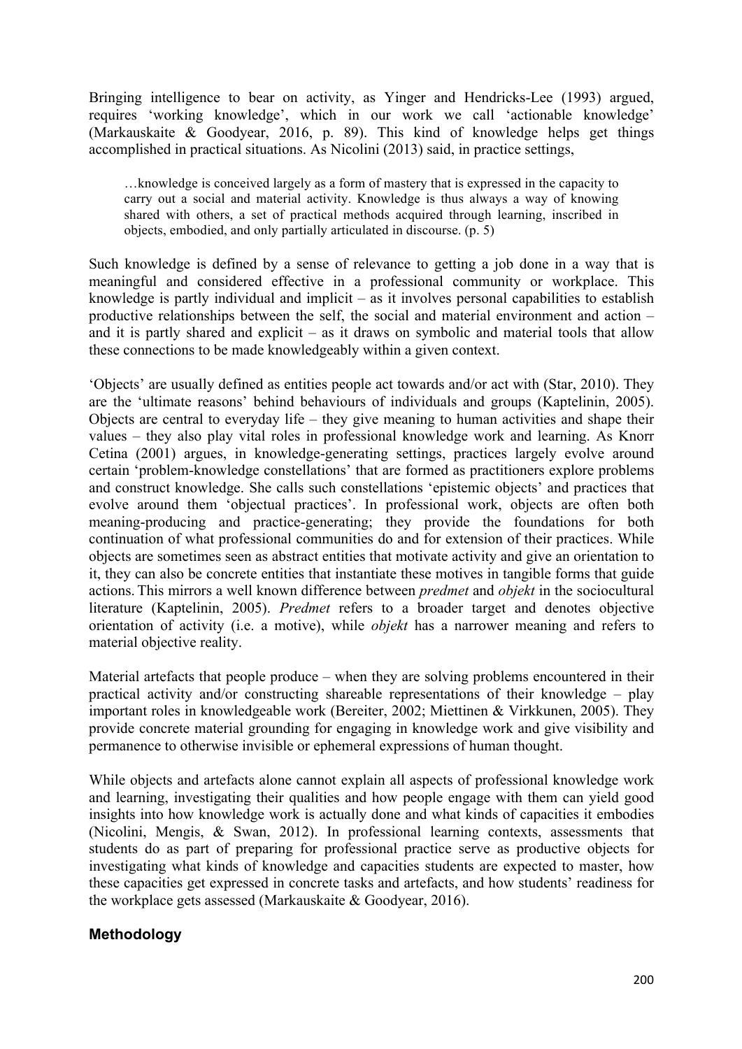Bringing intelligence to bear on activity, as Yinger and Hendricks-Lee (1993) argued, requires 'working knowledge', which in our work we call 'actionable knowledge' (Markauskaite & Goodyear, 2016, p. 89). This kind of knowledge helps get things accomplished in practical situations. As Nicolini (2013) said, in practice settings,

> …knowledge is conceived largely as a form of mastery that is expressed in the capacity to carry out a social and material activity. Knowledge is thus always a way of knowing shared with others, a set of practical methods acquired through learning, inscribed in objects, embodied, and only partially articulated in discourse. (p. 5)

Such knowledge is defined by a sense of relevance to getting a job done in a way that is meaningful and considered effective in a professional community or workplace. This knowledge is partly individual and implicit – as it involves personal capabilities to establish productive relationships between the self, the social and material environment and action – and it is partly shared and explicit – as it draws on symbolic and material tools that allow these connections to be made knowledgeably within a given context.

'Objects' are usually defined as entities people act towards and/or act with (Star, 2010). They are the 'ultimate reasons' behind behaviours of individuals and groups (Kaptelinin, 2005). Objects are central to everyday life – they give meaning to human activities and shape their values – they also play vital roles in professional knowledge work and learning. As Knorr Cetina (2001) argues, in knowledge-generating settings, practices largely evolve around certain 'problem-knowledge constellations' that are formed as practitioners explore problems and construct knowledge. She calls such constellations 'epistemic objects' and practices that evolve around them 'objectual practices'. In professional work, objects are often both meaning-producing and practice-generating; they provide the foundations for both continuation of what professional communities do and for extension of their practices. While objects are sometimes seen as abstract entities that motivate activity and give an orientation to it, they can also be concrete entities that instantiate these motives in tangible forms that guide actions. This mirrors a well known difference between *predmet* and *objekt* in the sociocultural literature (Kaptelinin, 2005). *Predmet* refers to a broader target and denotes objective orientation of activity (i.e. a motive), while *objekt* has a narrower meaning and refers to material objective reality.

Material artefacts that people produce – when they are solving problems encountered in their practical activity and/or constructing shareable representations of their knowledge – play important roles in knowledgeable work (Bereiter, 2002; Miettinen & Virkkunen, 2005). They provide concrete material grounding for engaging in knowledge work and give visibility and permanence to otherwise invisible or ephemeral expressions of human thought.

While objects and artefacts alone cannot explain all aspects of professional knowledge work and learning, investigating their qualities and how people engage with them can yield good insights into how knowledge work is actually done and what kinds of capacities it embodies (Nicolini, Mengis, & Swan, 2012). In professional learning contexts, assessments that students do as part of preparing for professional practice serve as productive objects for investigating what kinds of knowledge and capacities students are expected to master, how these capacities get expressed in concrete tasks and artefacts, and how students' readiness for the workplace gets assessed (Markauskaite & Goodyear, 2016).

## Methodology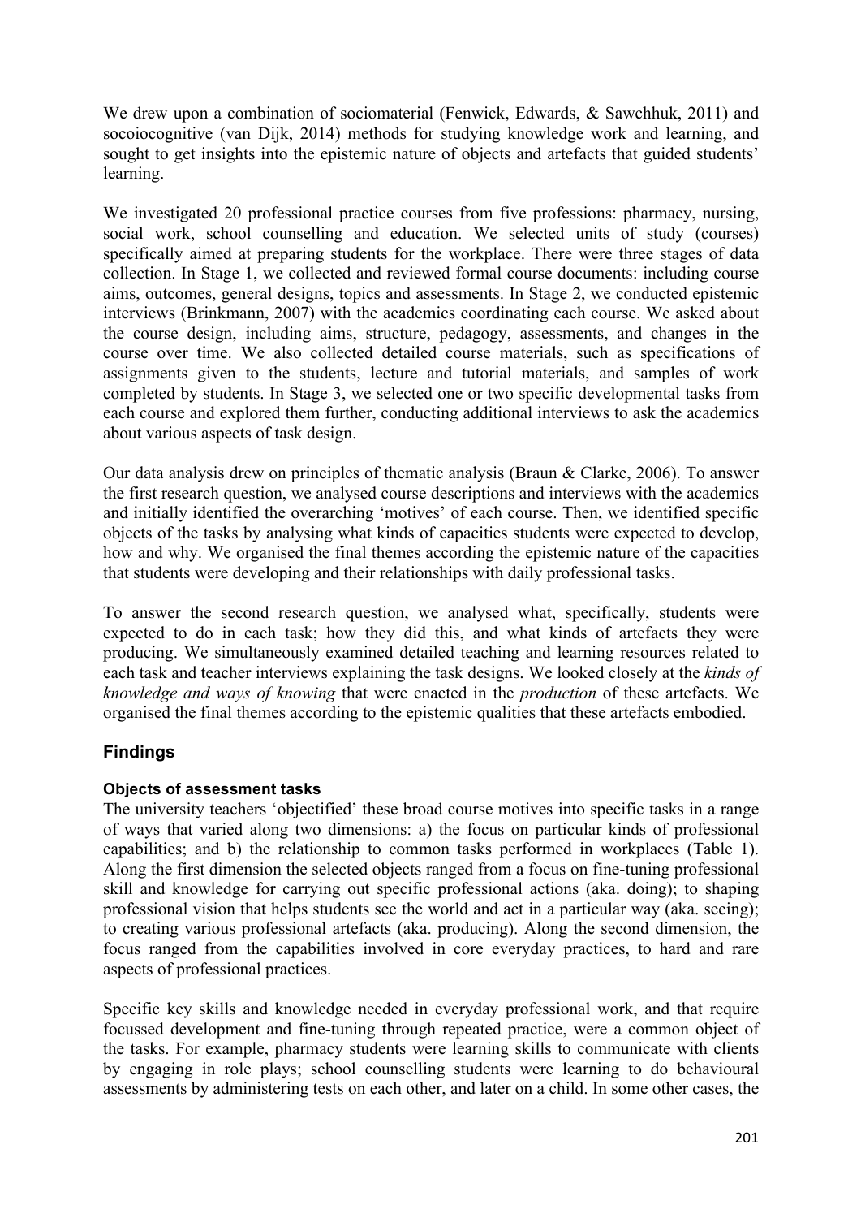We drew upon a combination of sociomaterial (Fenwick, Edwards, & Sawchhuk, 2011) and socoiocognitive (van Dijk, 2014) methods for studying knowledge work and learning, and sought to get insights into the epistemic nature of objects and artefacts that guided students' learning.

We investigated 20 professional practice courses from five professions: pharmacy, nursing, social work, school counselling and education. We selected units of study (courses) specifically aimed at preparing students for the workplace. There were three stages of data collection. In Stage 1, we collected and reviewed formal course documents: including course aims, outcomes, general designs, topics and assessments. In Stage 2, we conducted epistemic interviews (Brinkmann, 2007) with the academics coordinating each course. We asked about the course design, including aims, structure, pedagogy, assessments, and changes in the course over time. We also collected detailed course materials, such as specifications of assignments given to the students, lecture and tutorial materials, and samples of work completed by students. In Stage 3, we selected one or two specific developmental tasks from each course and explored them further, conducting additional interviews to ask the academics about various aspects of task design.

Our data analysis drew on principles of thematic analysis (Braun & Clarke, 2006). To answer the first research question, we analysed course descriptions and interviews with the academics and initially identified the overarching 'motives' of each course. Then, we identified specific objects of the tasks by analysing what kinds of capacities students were expected to develop, how and why. We organised the final themes according the epistemic nature of the capacities that students were developing and their relationships with daily professional tasks.

To answer the second research question, we analysed what, specifically, students were expected to do in each task; how they did this, and what kinds of artefacts they were producing. We simultaneously examined detailed teaching and learning resources related to each task and teacher interviews explaining the task designs. We looked closely at the *kinds of knowledge and ways of knowing* that were enacted in the *production* of these artefacts. We organised the final themes according to the epistemic qualities that these artefacts embodied.

## Findings

### Objects of assessment tasks

The university teachers 'objectified' these broad course motives into specific tasks in a range of ways that varied along two dimensions: a) the focus on particular kinds of professional capabilities; and b) the relationship to common tasks performed in workplaces (Table 1). Along the first dimension the selected objects ranged from a focus on fine-tuning professional skill and knowledge for carrying out specific professional actions (aka. doing); to shaping professional vision that helps students see the world and act in a particular way (aka. seeing); to creating various professional artefacts (aka. producing). Along the second dimension, the focus ranged from the capabilities involved in core everyday practices, to hard and rare aspects of professional practices.

Specific key skills and knowledge needed in everyday professional work, and that require focussed development and fine-tuning through repeated practice, were a common object of the tasks. For example, pharmacy students were learning skills to communicate with clients by engaging in role plays; school counselling students were learning to do behavioural assessments by administering tests on each other, and later on a child. In some other cases, the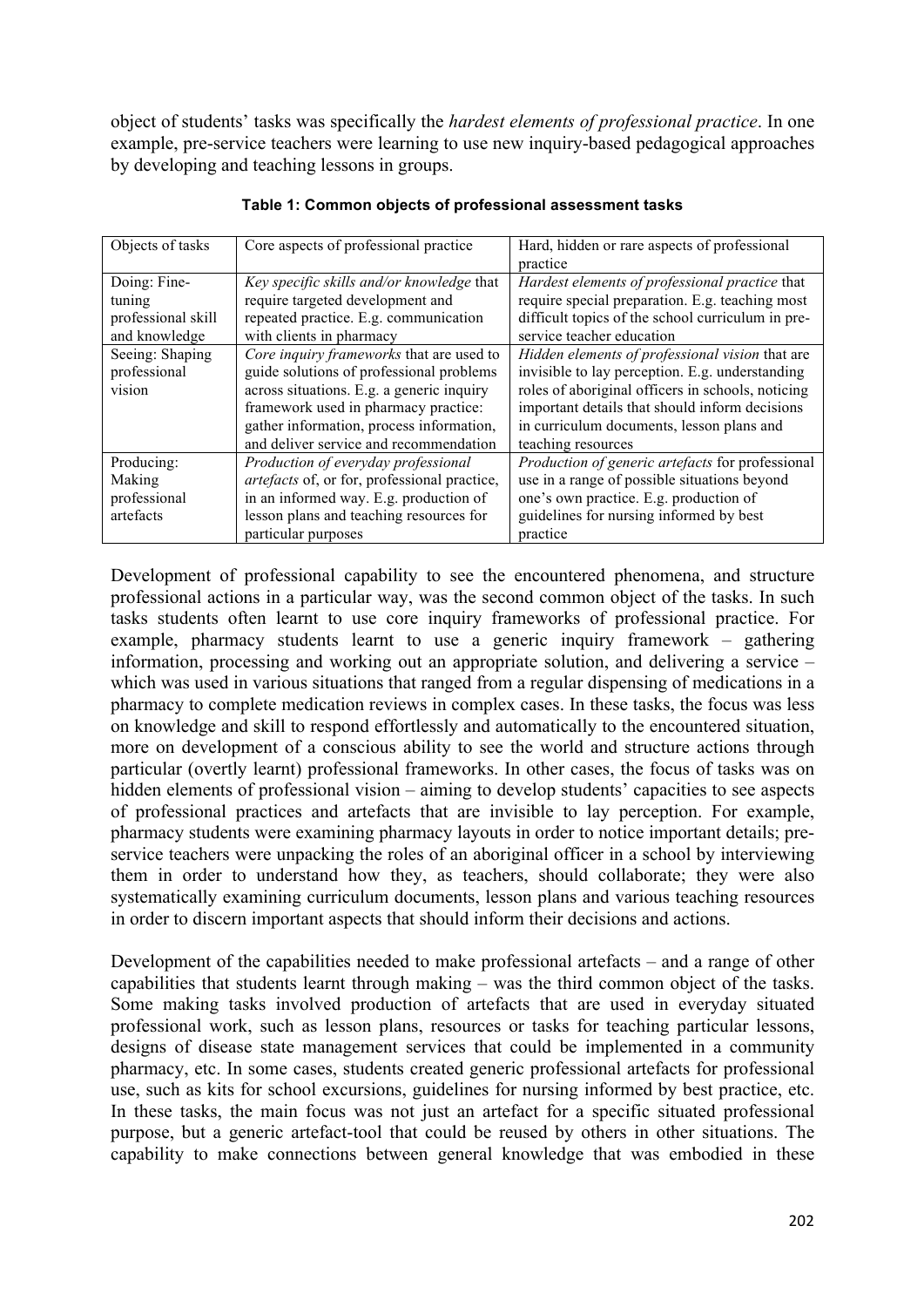object of students' tasks was specifically the *hardest elements of professional practice*. In one example, pre-service teachers were learning to use new inquiry-based pedagogical approaches by developing and teaching lessons in groups.

**Table 1: Common objects of professional assessment tasks**

| Objects of tasks | Core aspects of professional practice | Hard, hidden or rare aspects of professional practice |
|---|---|---|
| Doing: Fine-tuning professional skill and knowledge | *Key specific skills and/or knowledge* that require targeted development and repeated practice. E.g. communication with clients in pharmacy | *Hardest elements of professional practice* that require special preparation. E.g. teaching most difficult topics of the school curriculum in pre-service teacher education |
| Seeing: Shaping professional vision | *Core inquiry frameworks* that are used to guide solutions of professional problems across situations. E.g. a generic inquiry framework used in pharmacy practice: gather information, process information, and deliver service and recommendation | *Hidden elements of professional vision* that are invisible to lay perception. E.g. understanding roles of aboriginal officers in schools, noticing important details that should inform decisions in curriculum documents, lesson plans and teaching resources |
| Producing: Making professional artefacts | *Production of everyday professional artefacts* of, or for, professional practice, in an informed way. E.g. production of lesson plans and teaching resources for particular purposes | *Production of generic artefacts* for professional use in a range of possible situations beyond one's own practice. E.g. production of guidelines for nursing informed by best practice |

Development of professional capability to see the encountered phenomena, and structure professional actions in a particular way, was the second common object of the tasks. In such tasks students often learnt to use core inquiry frameworks of professional practice. For example, pharmacy students learnt to use a generic inquiry framework – gathering information, processing and working out an appropriate solution, and delivering a service – which was used in various situations that ranged from a regular dispensing of medications in a pharmacy to complete medication reviews in complex cases. In these tasks, the focus was less on knowledge and skill to respond effortlessly and automatically to the encountered situation, more on development of a conscious ability to see the world and structure actions through particular (overtly learnt) professional frameworks. In other cases, the focus of tasks was on hidden elements of professional vision – aiming to develop students' capacities to see aspects of professional practices and artefacts that are invisible to lay perception. For example, pharmacy students were examining pharmacy layouts in order to notice important details; pre-service teachers were unpacking the roles of an aboriginal officer in a school by interviewing them in order to understand how they, as teachers, should collaborate; they were also systematically examining curriculum documents, lesson plans and various teaching resources in order to discern important aspects that should inform their decisions and actions.

Development of the capabilities needed to make professional artefacts – and a range of other capabilities that students learnt through making – was the third common object of the tasks. Some making tasks involved production of artefacts that are used in everyday situated professional work, such as lesson plans, resources or tasks for teaching particular lessons, designs of disease state management services that could be implemented in a community pharmacy, etc. In some cases, students created generic professional artefacts for professional use, such as kits for school excursions, guidelines for nursing informed by best practice, etc. In these tasks, the main focus was not just an artefact for a specific situated professional purpose, but a generic artefact-tool that could be reused by others in other situations. The capability to make connections between general knowledge that was embodied in these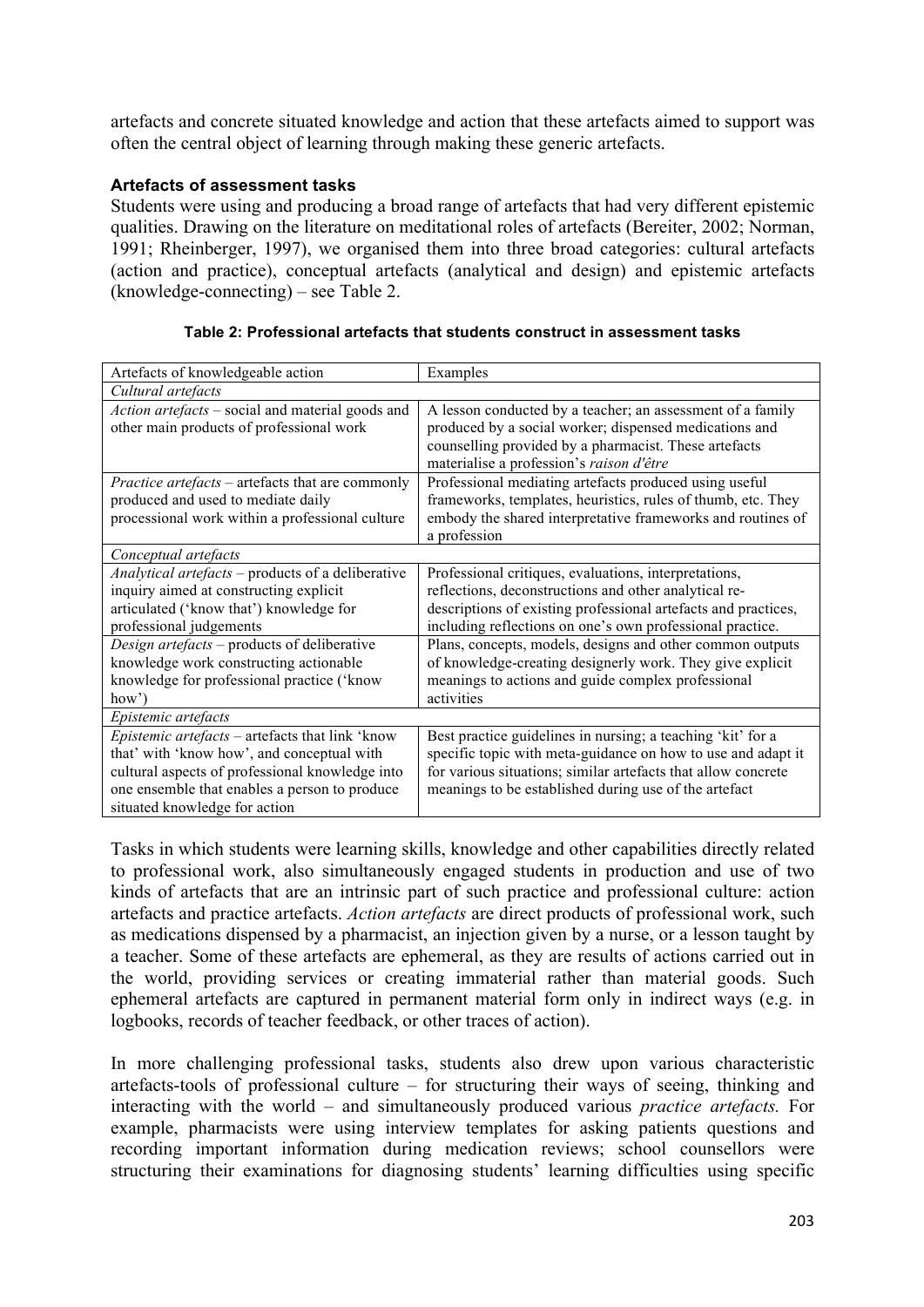artefacts and concrete situated knowledge and action that these artefacts aimed to support was often the central object of learning through making these generic artefacts.

### Artefacts of assessment tasks

Students were using and producing a broad range of artefacts that had very different epistemic qualities. Drawing on the literature on meditational roles of artefacts (Bereiter, 2002; Norman, 1991; Rheinberger, 1997), we organised them into three broad categories: cultural artefacts (action and practice), conceptual artefacts (analytical and design) and epistemic artefacts (knowledge-connecting) – see Table 2.

**Table 2: Professional artefacts that students construct in assessment tasks**

| Artefacts of knowledgeable action | Examples |
|---|---|
| *Cultural artefacts* | |
| *Action artefacts* – social and material goods and other main products of professional work | A lesson conducted by a teacher; an assessment of a family produced by a social worker; dispensed medications and counselling provided by a pharmacist. These artefacts materialise a profession's *raison d'être* |
| *Practice artefacts* – artefacts that are commonly produced and used to mediate daily processional work within a professional culture | Professional mediating artefacts produced using useful frameworks, templates, heuristics, rules of thumb, etc. They embody the shared interpretative frameworks and routines of a profession |
| *Conceptual artefacts* | |
| *Analytical artefacts* – products of a deliberative inquiry aimed at constructing explicit articulated ('know that') knowledge for professional judgements | Professional critiques, evaluations, interpretations, reflections, deconstructions and other analytical re-descriptions of existing professional artefacts and practices, including reflections on one's own professional practice. |
| *Design artefacts* – products of deliberative knowledge work constructing actionable knowledge for professional practice ('know how') | Plans, concepts, models, designs and other common outputs of knowledge-creating designerly work. They give explicit meanings to actions and guide complex professional activities |
| *Epistemic artefacts* | |
| *Epistemic artefacts* – artefacts that link 'know that' with 'know how', and conceptual with cultural aspects of professional knowledge into one ensemble that enables a person to produce situated knowledge for action | Best practice guidelines in nursing; a teaching 'kit' for a specific topic with meta-guidance on how to use and adapt it for various situations; similar artefacts that allow concrete meanings to be established during use of the artefact |

Tasks in which students were learning skills, knowledge and other capabilities directly related to professional work, also simultaneously engaged students in production and use of two kinds of artefacts that are an intrinsic part of such practice and professional culture: action artefacts and practice artefacts. *Action artefacts* are direct products of professional work, such as medications dispensed by a pharmacist, an injection given by a nurse, or a lesson taught by a teacher. Some of these artefacts are ephemeral, as they are results of actions carried out in the world, providing services or creating immaterial rather than material goods. Such ephemeral artefacts are captured in permanent material form only in indirect ways (e.g. in logbooks, records of teacher feedback, or other traces of action).

In more challenging professional tasks, students also drew upon various characteristic artefacts-tools of professional culture – for structuring their ways of seeing, thinking and interacting with the world – and simultaneously produced various *practice artefacts.* For example, pharmacists were using interview templates for asking patients questions and recording important information during medication reviews; school counsellors were structuring their examinations for diagnosing students' learning difficulties using specific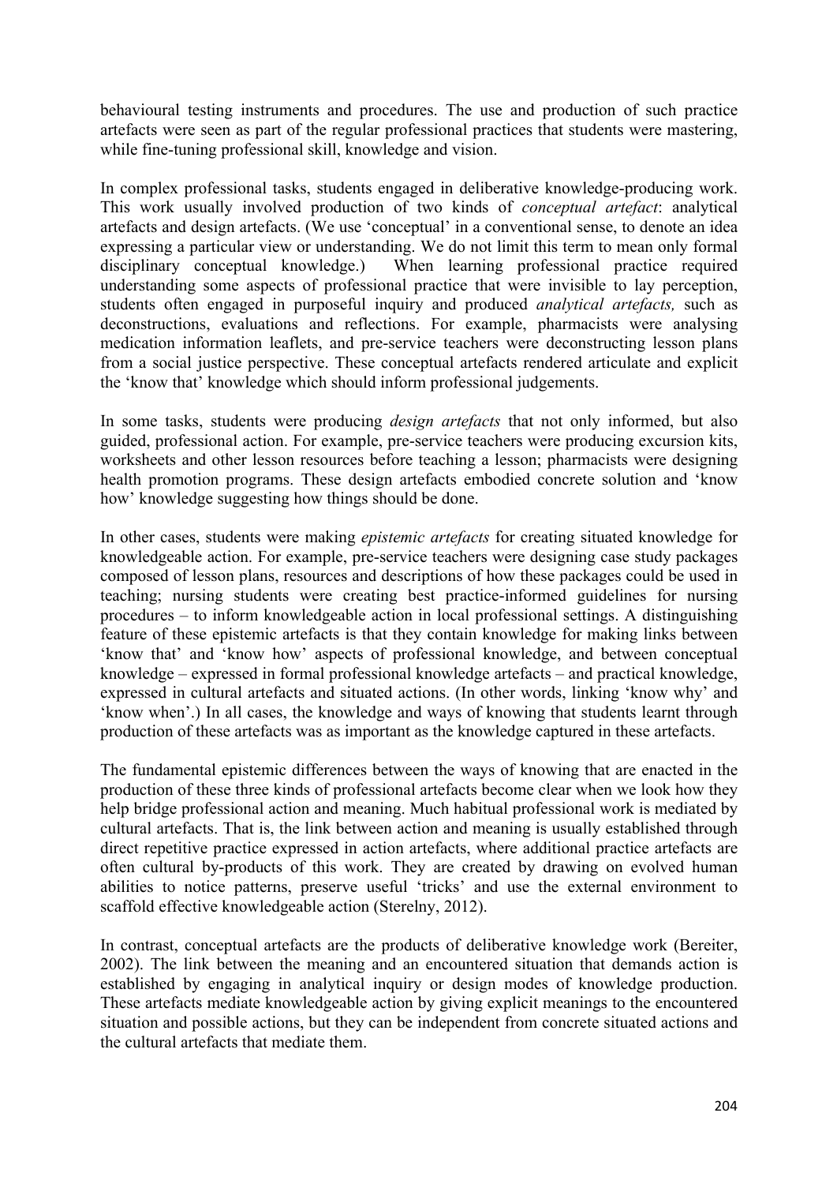behavioural testing instruments and procedures. The use and production of such practice artefacts were seen as part of the regular professional practices that students were mastering, while fine-tuning professional skill, knowledge and vision.

In complex professional tasks, students engaged in deliberative knowledge-producing work. This work usually involved production of two kinds of *conceptual artefact*: analytical artefacts and design artefacts. (We use 'conceptual' in a conventional sense, to denote an idea expressing a particular view or understanding. We do not limit this term to mean only formal disciplinary conceptual knowledge.) When learning professional practice required understanding some aspects of professional practice that were invisible to lay perception, students often engaged in purposeful inquiry and produced *analytical artefacts,* such as deconstructions, evaluations and reflections. For example, pharmacists were analysing medication information leaflets, and pre-service teachers were deconstructing lesson plans from a social justice perspective. These conceptual artefacts rendered articulate and explicit the 'know that' knowledge which should inform professional judgements.

In some tasks, students were producing *design artefacts* that not only informed, but also guided, professional action. For example, pre-service teachers were producing excursion kits, worksheets and other lesson resources before teaching a lesson; pharmacists were designing health promotion programs. These design artefacts embodied concrete solution and 'know how' knowledge suggesting how things should be done.

In other cases, students were making *epistemic artefacts* for creating situated knowledge for knowledgeable action. For example, pre-service teachers were designing case study packages composed of lesson plans, resources and descriptions of how these packages could be used in teaching; nursing students were creating best practice-informed guidelines for nursing procedures – to inform knowledgeable action in local professional settings. A distinguishing feature of these epistemic artefacts is that they contain knowledge for making links between 'know that' and 'know how' aspects of professional knowledge, and between conceptual knowledge – expressed in formal professional knowledge artefacts – and practical knowledge, expressed in cultural artefacts and situated actions. (In other words, linking 'know why' and 'know when'.) In all cases, the knowledge and ways of knowing that students learnt through production of these artefacts was as important as the knowledge captured in these artefacts.

The fundamental epistemic differences between the ways of knowing that are enacted in the production of these three kinds of professional artefacts become clear when we look how they help bridge professional action and meaning. Much habitual professional work is mediated by cultural artefacts. That is, the link between action and meaning is usually established through direct repetitive practice expressed in action artefacts, where additional practice artefacts are often cultural by-products of this work. They are created by drawing on evolved human abilities to notice patterns, preserve useful 'tricks' and use the external environment to scaffold effective knowledgeable action (Sterelny, 2012).

In contrast, conceptual artefacts are the products of deliberative knowledge work (Bereiter, 2002). The link between the meaning and an encountered situation that demands action is established by engaging in analytical inquiry or design modes of knowledge production. These artefacts mediate knowledgeable action by giving explicit meanings to the encountered situation and possible actions, but they can be independent from concrete situated actions and the cultural artefacts that mediate them.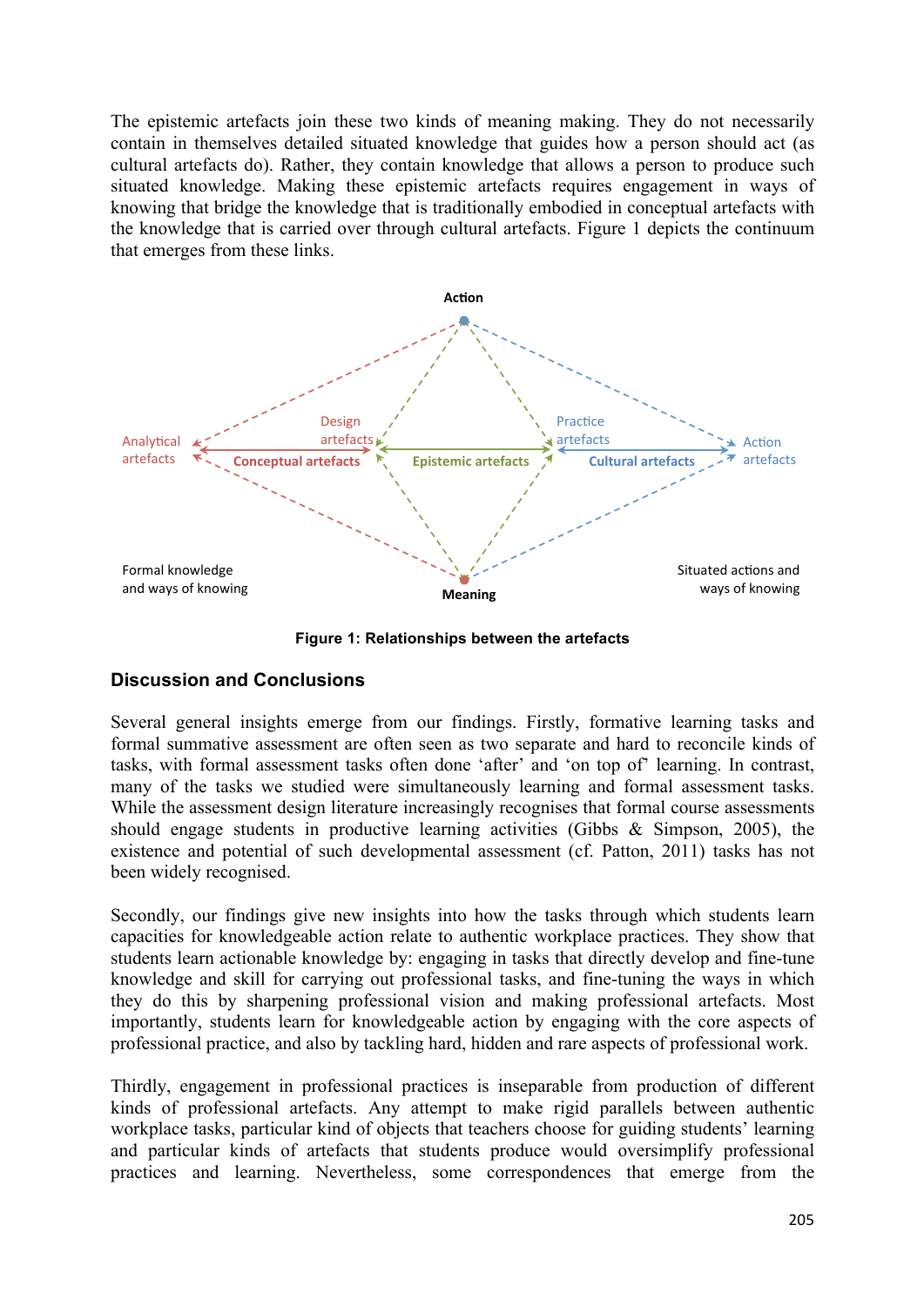The epistemic artefacts join these two kinds of meaning making. They do not necessarily contain in themselves detailed situated knowledge that guides how a person should act (as cultural artefacts do). Rather, they contain knowledge that allows a person to produce such situated knowledge. Making these epistemic artefacts requires engagement in ways of knowing that bridge the knowledge that is traditionally embodied in conceptual artefacts with the knowledge that is carried over through cultural artefacts. Figure 1 depicts the continuum that emerges from these links.

**Figure 1: Relationships between the artefacts**

## Discussion and Conclusions

Several general insights emerge from our findings. Firstly, formative learning tasks and formal summative assessment are often seen as two separate and hard to reconcile kinds of tasks, with formal assessment tasks often done 'after' and 'on top of' learning. In contrast, many of the tasks we studied were simultaneously learning and formal assessment tasks. While the assessment design literature increasingly recognises that formal course assessments should engage students in productive learning activities (Gibbs & Simpson, 2005), the existence and potential of such developmental assessment (cf. Patton, 2011) tasks has not been widely recognised.

Secondly, our findings give new insights into how the tasks through which students learn capacities for knowledgeable action relate to authentic workplace practices. They show that students learn actionable knowledge by: engaging in tasks that directly develop and fine-tune knowledge and skill for carrying out professional tasks, and fine-tuning the ways in which they do this by sharpening professional vision and making professional artefacts. Most importantly, students learn for knowledgeable action by engaging with the core aspects of professional practice, and also by tackling hard, hidden and rare aspects of professional work.

Thirdly, engagement in professional practices is inseparable from production of different kinds of professional artefacts. Any attempt to make rigid parallels between authentic workplace tasks, particular kind of objects that teachers choose for guiding students' learning and particular kinds of artefacts that students produce would oversimplify professional practices and learning. Nevertheless, some correspondences that emerge from the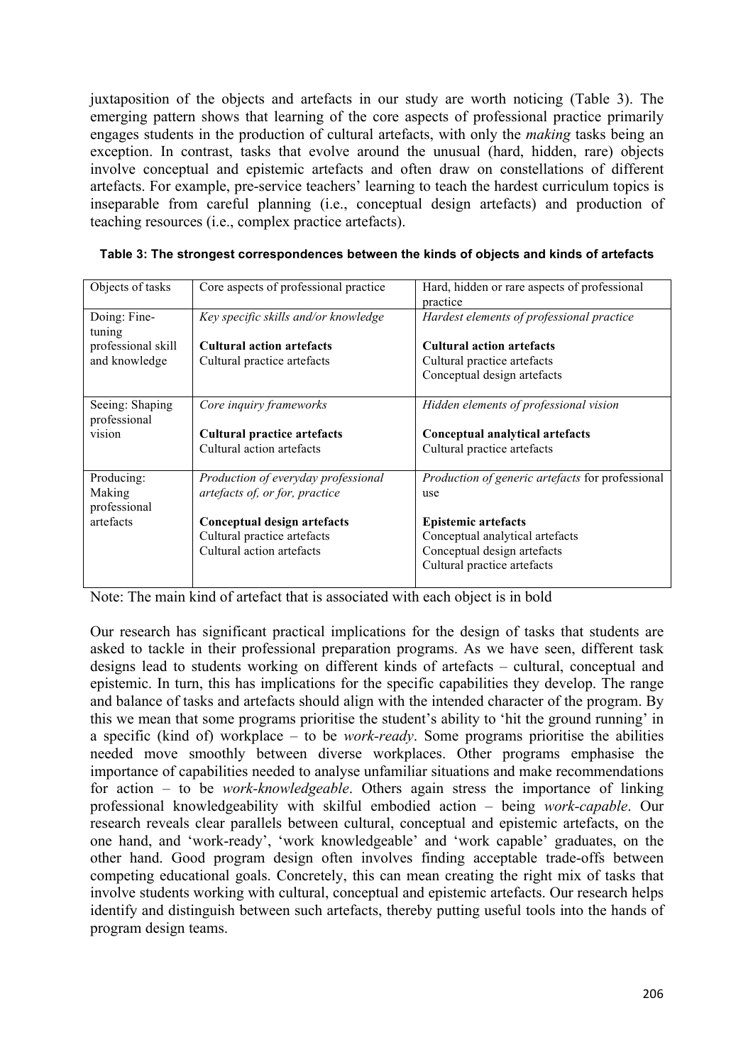juxtaposition of the objects and artefacts in our study are worth noticing (Table 3). The emerging pattern shows that learning of the core aspects of professional practice primarily engages students in the production of cultural artefacts, with only the *making* tasks being an exception. In contrast, tasks that evolve around the unusual (hard, hidden, rare) objects involve conceptual and epistemic artefacts and often draw on constellations of different artefacts. For example, pre-service teachers' learning to teach the hardest curriculum topics is inseparable from careful planning (i.e., conceptual design artefacts) and production of teaching resources (i.e., complex practice artefacts).

**Table 3: The strongest correspondences between the kinds of objects and kinds of artefacts**

| Objects of tasks | Core aspects of professional practice | Hard, hidden or rare aspects of professional practice |
|---|---|---|
| Doing: Fine-tuning professional skill and knowledge | *Key specific skills and/or knowledge*<br><br>**Cultural action artefacts**<br>Cultural practice artefacts | *Hardest elements of professional practice*<br><br>**Cultural action artefacts**<br>Cultural practice artefacts<br>Conceptual design artefacts |
| Seeing: Shaping professional vision | *Core inquiry frameworks*<br><br>**Cultural practice artefacts**<br>Cultural action artefacts | *Hidden elements of professional vision*<br><br>**Conceptual analytical artefacts**<br>Cultural practice artefacts |
| Producing: Making professional artefacts | *Production of everyday professional artefacts of, or for, practice*<br><br>**Conceptual design artefacts**<br>Cultural practice artefacts<br>Cultural action artefacts | *Production of generic artefacts* for professional use<br><br>**Epistemic artefacts**<br>Conceptual analytical artefacts<br>Conceptual design artefacts<br>Cultural practice artefacts |

Note: The main kind of artefact that is associated with each object is in bold

Our research has significant practical implications for the design of tasks that students are asked to tackle in their professional preparation programs. As we have seen, different task designs lead to students working on different kinds of artefacts – cultural, conceptual and epistemic. In turn, this has implications for the specific capabilities they develop. The range and balance of tasks and artefacts should align with the intended character of the program. By this we mean that some programs prioritise the student's ability to 'hit the ground running' in a specific (kind of) workplace – to be *work-ready*. Some programs prioritise the abilities needed move smoothly between diverse workplaces. Other programs emphasise the importance of capabilities needed to analyse unfamiliar situations and make recommendations for action – to be *work-knowledgeable*. Others again stress the importance of linking professional knowledgeability with skilful embodied action – being *work-capable*. Our research reveals clear parallels between cultural, conceptual and epistemic artefacts, on the one hand, and 'work-ready', 'work knowledgeable' and 'work capable' graduates, on the other hand. Good program design often involves finding acceptable trade-offs between competing educational goals. Concretely, this can mean creating the right mix of tasks that involve students working with cultural, conceptual and epistemic artefacts. Our research helps identify and distinguish between such artefacts, thereby putting useful tools into the hands of program design teams.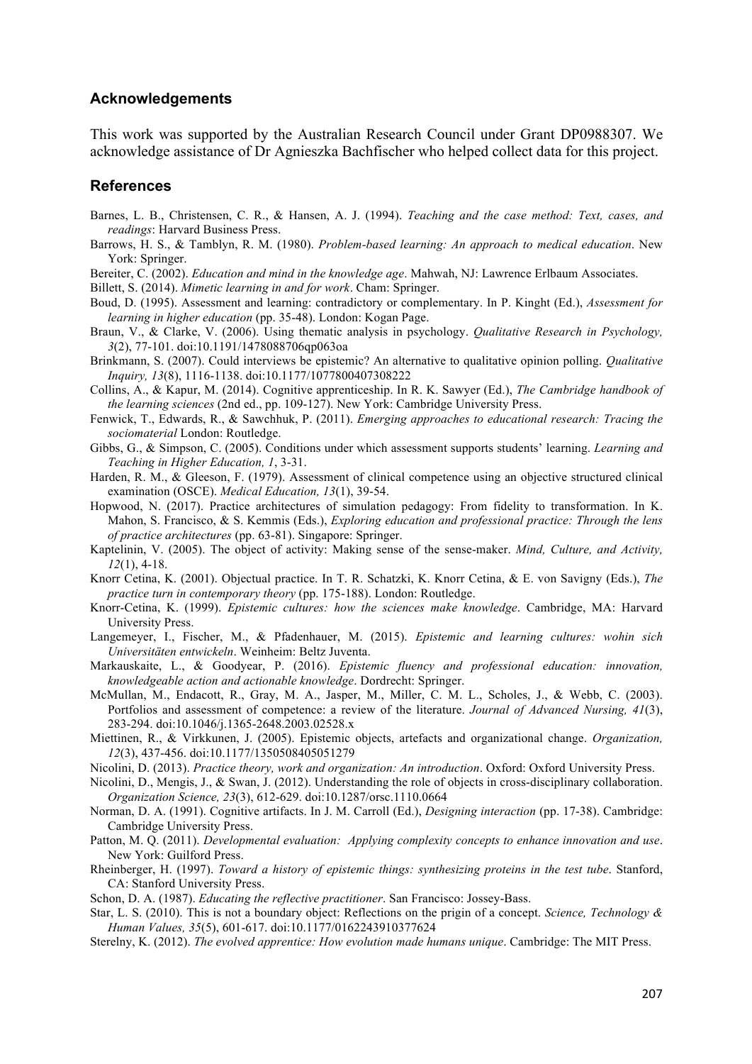## Acknowledgements

This work was supported by the Australian Research Council under Grant DP0988307. We acknowledge assistance of Dr Agnieszka Bachfischer who helped collect data for this project.

## References

Barnes, L. B., Christensen, C. R., & Hansen, A. J. (1994). *Teaching and the case method: Text, cases, and readings*: Harvard Business Press.

Barrows, H. S., & Tamblyn, R. M. (1980). *Problem-based learning: An approach to medical education*. New York: Springer.

Bereiter, C. (2002). *Education and mind in the knowledge age*. Mahwah, NJ: Lawrence Erlbaum Associates.

Billett, S. (2014). *Mimetic learning in and for work*. Cham: Springer.

Boud, D. (1995). Assessment and learning: contradictory or complementary. In P. Knight (Ed.), *Assessment for learning in higher education* (pp. 35-48). London: Kogan Page.

Braun, V., & Clarke, V. (2006). Using thematic analysis in psychology. *Qualitative Research in Psychology, 3*(2), 77-101. doi:10.1191/1478088706qp063oa

Brinkmann, S. (2007). Could interviews be epistemic? An alternative to qualitative opinion polling. *Qualitative Inquiry, 13*(8), 1116-1138. doi:10.1177/1077800407308222

Collins, A., & Kapur, M. (2014). Cognitive apprenticeship. In R. K. Sawyer (Ed.), *The Cambridge handbook of the learning sciences* (2nd ed., pp. 109-127). New York: Cambridge University Press.

Fenwick, T., Edwards, R., & Sawchhuk, P. (2011). *Emerging approaches to educational research: Tracing the sociomaterial* London: Routledge.

Gibbs, G., & Simpson, C. (2005). Conditions under which assessment supports students' learning. *Learning and Teaching in Higher Education, 1*, 3-31.

Harden, R. M., & Gleeson, F. (1979). Assessment of clinical competence using an objective structured clinical examination (OSCE). *Medical Education, 13*(1), 39-54.

Hopwood, N. (2017). Practice architectures of simulation pedagogy: From fidelity to transformation. In K. Mahon, S. Francisco, & S. Kemmis (Eds.), *Exploring education and professional practice: Through the lens of practice architectures* (pp. 63-81). Singapore: Springer.

Kaptelinin, V. (2005). The object of activity: Making sense of the sense-maker. *Mind, Culture, and Activity, 12*(1), 4-18.

Knorr Cetina, K. (2001). Objectual practice. In T. R. Schatzki, K. Knorr Cetina, & E. von Savigny (Eds.), *The practice turn in contemporary theory* (pp. 175-188). London: Routledge.

Knorr-Cetina, K. (1999). *Epistemic cultures: how the sciences make knowledge*. Cambridge, MA: Harvard University Press.

Langemeyer, I., Fischer, M., & Pfadenhauer, M. (2015). *Epistemic and learning cultures: wohin sich Universitäten entwickeln*. Weinheim: Beltz Juventa.

Markauskaite, L., & Goodyear, P. (2016). *Epistemic fluency and professional education: innovation, knowledgeable action and actionable knowledge*. Dordrecht: Springer.

McMullan, M., Endacott, R., Gray, M. A., Jasper, M., Miller, C. M. L., Scholes, J., & Webb, C. (2003). Portfolios and assessment of competence: a review of the literature. *Journal of Advanced Nursing, 41*(3), 283-294. doi:10.1046/j.1365-2648.2003.02528.x

Miettinen, R., & Virkkunen, J. (2005). Epistemic objects, artefacts and organizational change. *Organization, 12*(3), 437-456. doi:10.1177/1350508405051279

Nicolini, D. (2013). *Practice theory, work and organization: An introduction*. Oxford: Oxford University Press.

Nicolini, D., Mengis, J., & Swan, J. (2012). Understanding the role of objects in cross-disciplinary collaboration. *Organization Science, 23*(3), 612-629. doi:10.1287/orsc.1110.0664

Norman, D. A. (1991). Cognitive artifacts. In J. M. Carroll (Ed.), *Designing interaction* (pp. 17-38). Cambridge: Cambridge University Press.

Patton, M. Q. (2011). *Developmental evaluation: Applying complexity concepts to enhance innovation and use*. New York: Guilford Press.

Rheinberger, H. (1997). *Toward a history of epistemic things: synthesizing proteins in the test tube*. Stanford, CA: Stanford University Press.

Schon, D. A. (1987). *Educating the reflective practitioner*. San Francisco: Jossey-Bass.

Star, L. S. (2010). This is not a boundary object: Reflections on the prigin of a concept. *Science, Technology & Human Values, 35*(5), 601-617. doi:10.1177/0162243910377624

Sterelny, K. (2012). *The evolved apprentice: How evolution made humans unique*. Cambridge: The MIT Press.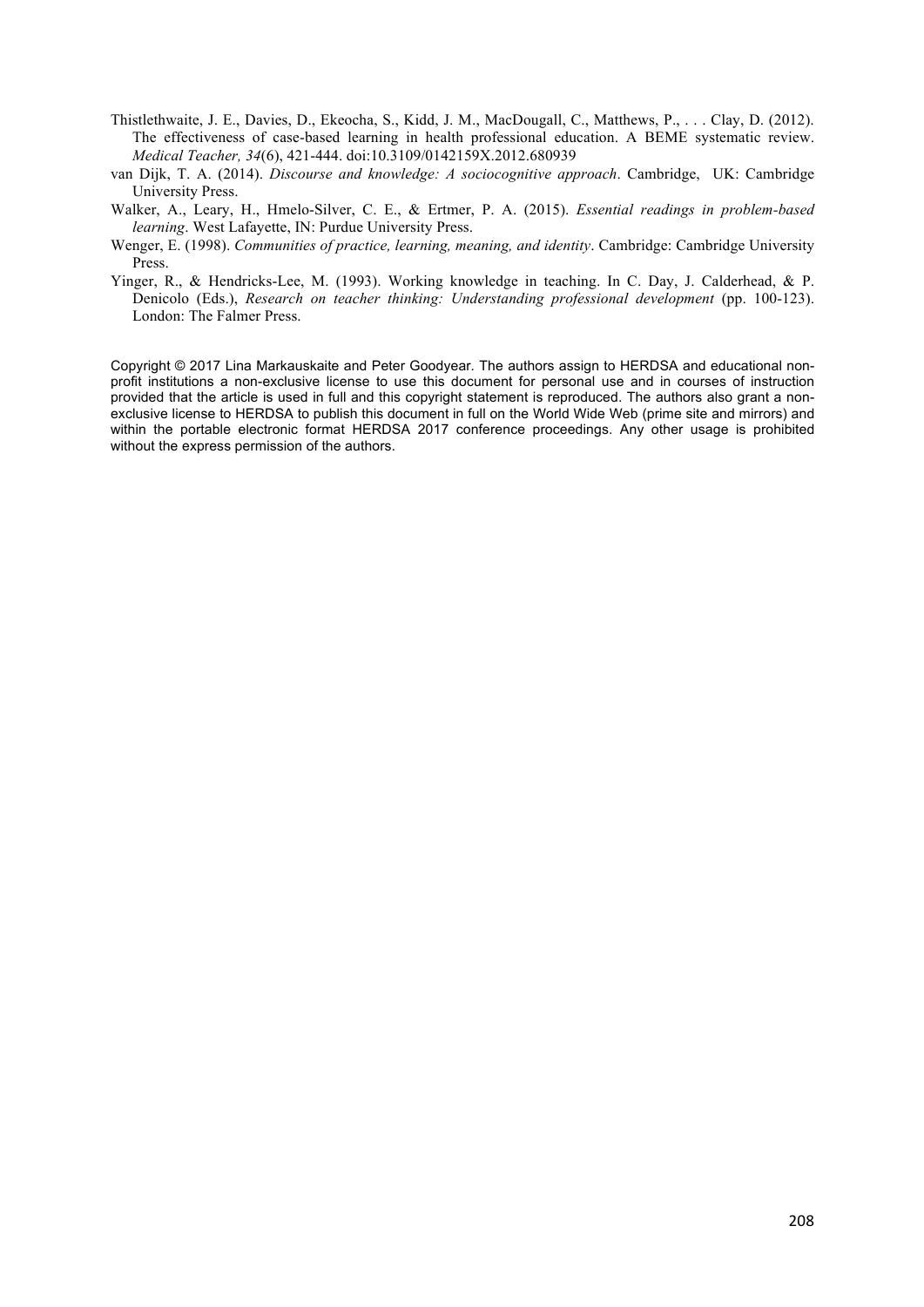Thistlethwaite, J. E., Davies, D., Ekeocha, S., Kidd, J. M., MacDougall, C., Matthews, P., . . . Clay, D. (2012). The effectiveness of case-based learning in health professional education. A BEME systematic review. *Medical Teacher, 34*(6), 421-444. doi:10.3109/0142159X.2012.680939

van Dijk, T. A. (2014). *Discourse and knowledge: A sociocognitive approach*. Cambridge, UK: Cambridge University Press.

Walker, A., Leary, H., Hmelo-Silver, C. E., & Ertmer, P. A. (2015). *Essential readings in problem-based learning*. West Lafayette, IN: Purdue University Press.

Wenger, E. (1998). *Communities of practice, learning, meaning, and identity*. Cambridge: Cambridge University Press.

Yinger, R., & Hendricks-Lee, M. (1993). Working knowledge in teaching. In C. Day, J. Calderhead, & P. Denicolo (Eds.), *Research on teacher thinking: Understanding professional development* (pp. 100-123). London: The Falmer Press.

Copyright © 2017 Lina Markauskaite and Peter Goodyear. The authors assign to HERDSA and educational non-profit institutions a non-exclusive license to use this document for personal use and in courses of instruction provided that the article is used in full and this copyright statement is reproduced. The authors also grant a non-exclusive license to HERDSA to publish this document in full on the World Wide Web (prime site and mirrors) and within the portable electronic format HERDSA 2017 conference proceedings. Any other usage is prohibited without the express permission of the authors.